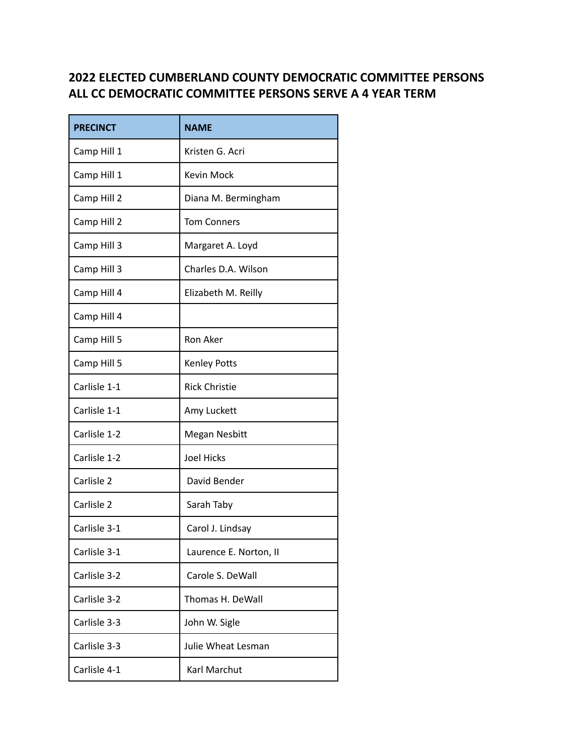**2022 ELECTED CUMBERLAND COUNTY DEMOCRATIC COMMITTEE PERSONS**
**ALL CC DEMOCRATIC COMMITTEE PERSONS SERVE A 4 YEAR TERM**

| PRECINCT | NAME |
|---|---|
| Camp Hill 1 | Kristen G. Acri |
| Camp Hill 1 | Kevin Mock |
| Camp Hill 2 | Diana M. Bermingham |
| Camp Hill 2 | Tom Conners |
| Camp Hill 3 | Margaret A. Loyd |
| Camp Hill 3 | Charles D.A. Wilson |
| Camp Hill 4 | Elizabeth M. Reilly |
| Camp Hill 4 | |
| Camp Hill 5 | Ron Aker |
| Camp Hill 5 | Kenley Potts |
| Carlisle 1-1 | Rick Christie |
| Carlisle 1-1 | Amy Luckett |
| Carlisle 1-2 | Megan Nesbitt |
| Carlisle 1-2 | Joel Hicks |
| Carlisle 2 | David Bender |
| Carlisle 2 | Sarah Taby |
| Carlisle 3-1 | Carol J. Lindsay |
| Carlisle 3-1 | Laurence E. Norton, II |
| Carlisle 3-2 | Carole S. DeWall |
| Carlisle 3-2 | Thomas H. DeWall |
| Carlisle 3-3 | John W. Sigle |
| Carlisle 3-3 | Julie Wheat Lesman |
| Carlisle 4-1 | Karl Marchut |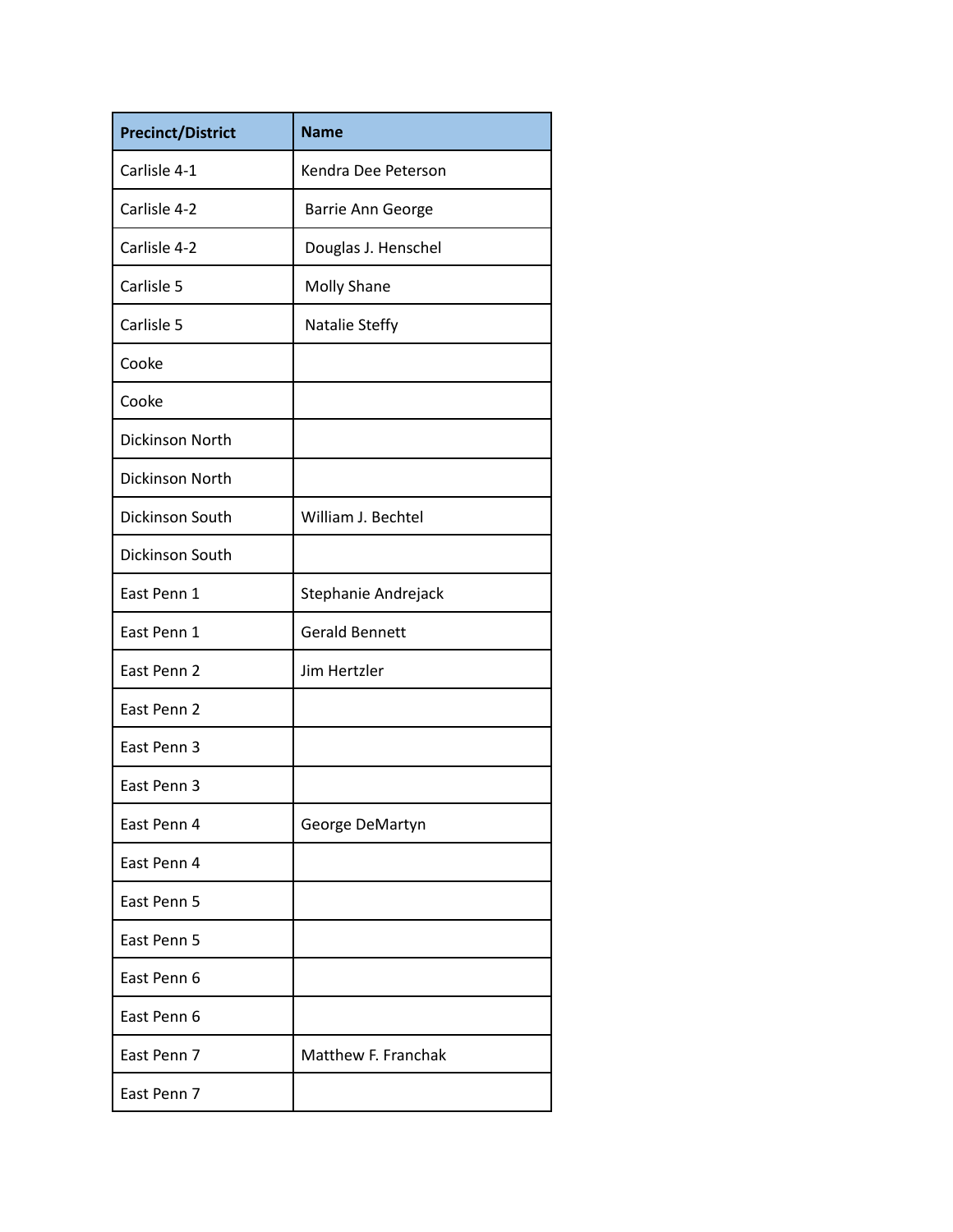| Precinct/District | Name |
| --- | --- |
| Carlisle 4-1 | Kendra Dee Peterson |
| Carlisle 4-2 | Barrie Ann George |
| Carlisle 4-2 | Douglas J. Henschel |
| Carlisle 5 | Molly Shane |
| Carlisle 5 | Natalie Steffy |
| Cooke | |
| Cooke | |
| Dickinson North | |
| Dickinson North | |
| Dickinson South | William J. Bechtel |
| Dickinson South | |
| East Penn 1 | Stephanie Andrejack |
| East Penn 1 | Gerald Bennett |
| East Penn 2 | Jim Hertzler |
| East Penn 2 | |
| East Penn 3 | |
| East Penn 3 | |
| East Penn 4 | George DeMartyn |
| East Penn 4 | |
| East Penn 5 | |
| East Penn 5 | |
| East Penn 6 | |
| East Penn 6 | |
| East Penn 7 | Matthew F. Franchak |
| East Penn 7 | |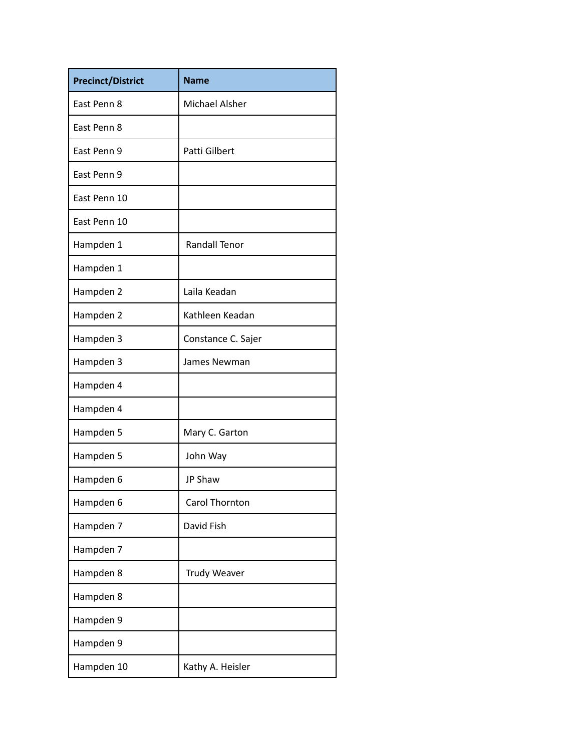| Precinct/District | Name |
| --- | --- |
| East Penn 8 | Michael Alsher |
| East Penn 8 | |
| East Penn 9 | Patti Gilbert |
| East Penn 9 | |
| East Penn 10 | |
| East Penn 10 | |
| Hampden 1 | Randall Tenor |
| Hampden 1 | |
| Hampden 2 | Laila Keadan |
| Hampden 2 | Kathleen Keadan |
| Hampden 3 | Constance C. Sajer |
| Hampden 3 | James Newman |
| Hampden 4 | |
| Hampden 4 | |
| Hampden 5 | Mary C. Garton |
| Hampden 5 | John Way |
| Hampden 6 | JP Shaw |
| Hampden 6 | Carol Thornton |
| Hampden 7 | David Fish |
| Hampden 7 | |
| Hampden 8 | Trudy Weaver |
| Hampden 8 | |
| Hampden 9 | |
| Hampden 9 | |
| Hampden 10 | Kathy A. Heisler |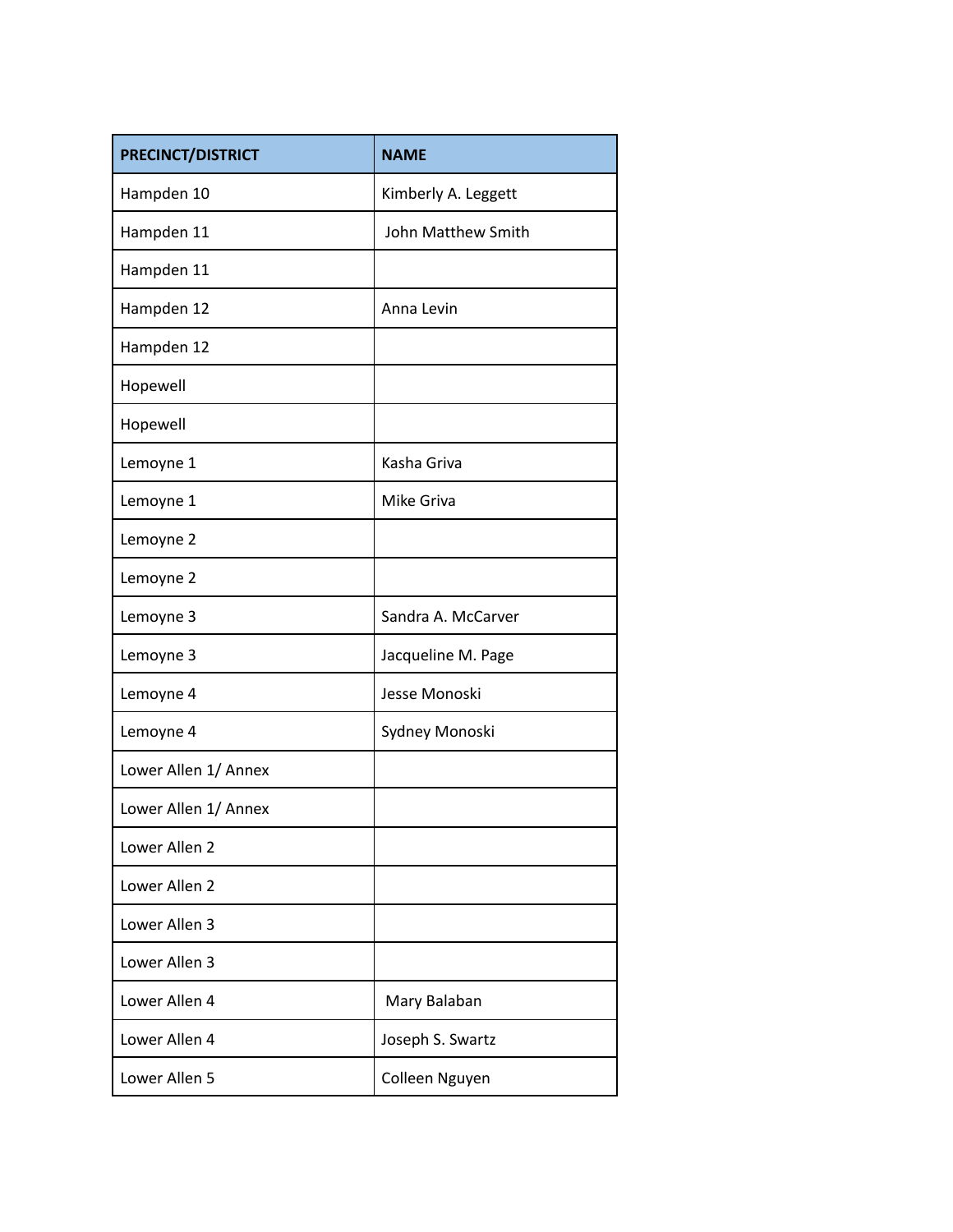| PRECINCT/DISTRICT | NAME |
| --- | --- |
| Hampden 10 | Kimberly A. Leggett |
| Hampden 11 | John Matthew Smith |
| Hampden 11 | |
| Hampden 12 | Anna Levin |
| Hampden 12 | |
| Hopewell | |
| Hopewell | |
| Lemoyne 1 | Kasha Griva |
| Lemoyne 1 | Mike Griva |
| Lemoyne 2 | |
| Lemoyne 2 | |
| Lemoyne 3 | Sandra A. McCarver |
| Lemoyne 3 | Jacqueline M. Page |
| Lemoyne 4 | Jesse Monoski |
| Lemoyne 4 | Sydney Monoski |
| Lower Allen 1/ Annex | |
| Lower Allen 1/ Annex | |
| Lower Allen 2 | |
| Lower Allen 2 | |
| Lower Allen 3 | |
| Lower Allen 3 | |
| Lower Allen 4 | Mary Balaban |
| Lower Allen 4 | Joseph S. Swartz |
| Lower Allen 5 | Colleen Nguyen |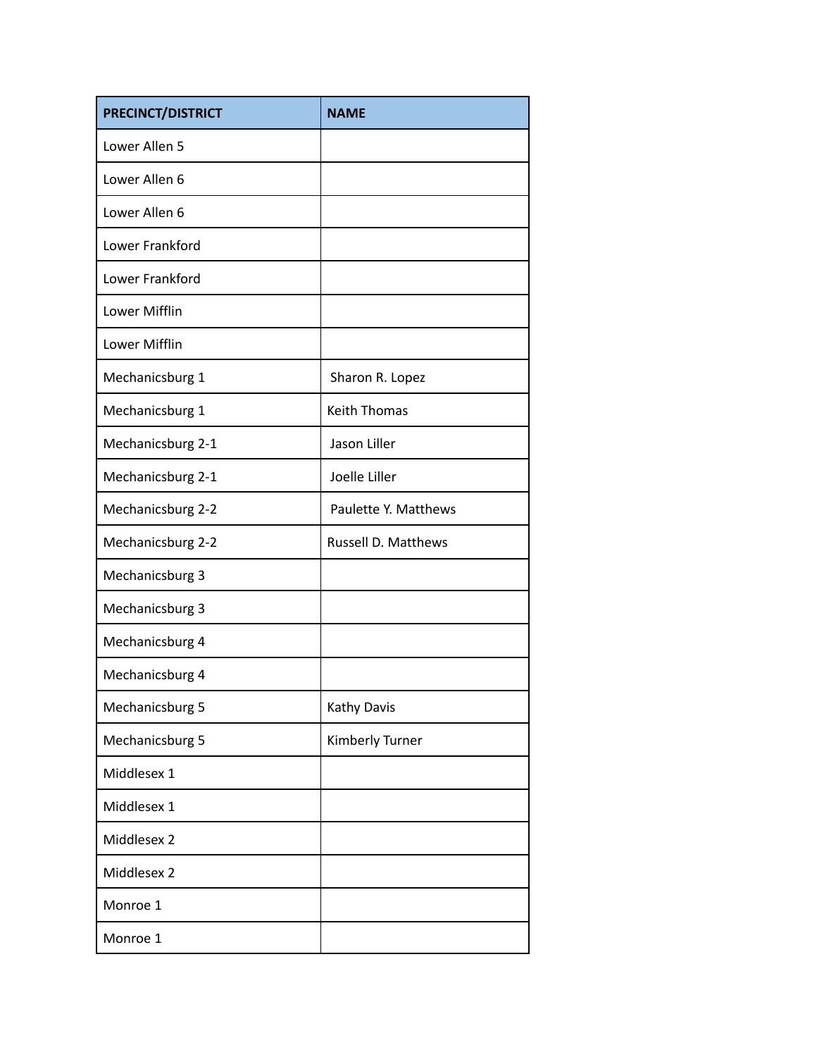| PRECINCT/DISTRICT | NAME |
|---|---|
| Lower Allen 5 | |
| Lower Allen 6 | |
| Lower Allen 6 | |
| Lower Frankford | |
| Lower Frankford | |
| Lower Mifflin | |
| Lower Mifflin | |
| Mechanicsburg 1 | Sharon R. Lopez |
| Mechanicsburg 1 | Keith Thomas |
| Mechanicsburg 2-1 | Jason Liller |
| Mechanicsburg 2-1 | Joelle Liller |
| Mechanicsburg 2-2 | Paulette Y. Matthews |
| Mechanicsburg 2-2 | Russell D. Matthews |
| Mechanicsburg 3 | |
| Mechanicsburg 3 | |
| Mechanicsburg 4 | |
| Mechanicsburg 4 | |
| Mechanicsburg 5 | Kathy Davis |
| Mechanicsburg 5 | Kimberly Turner |
| Middlesex 1 | |
| Middlesex 1 | |
| Middlesex 2 | |
| Middlesex 2 | |
| Monroe 1 | |
| Monroe 1 | |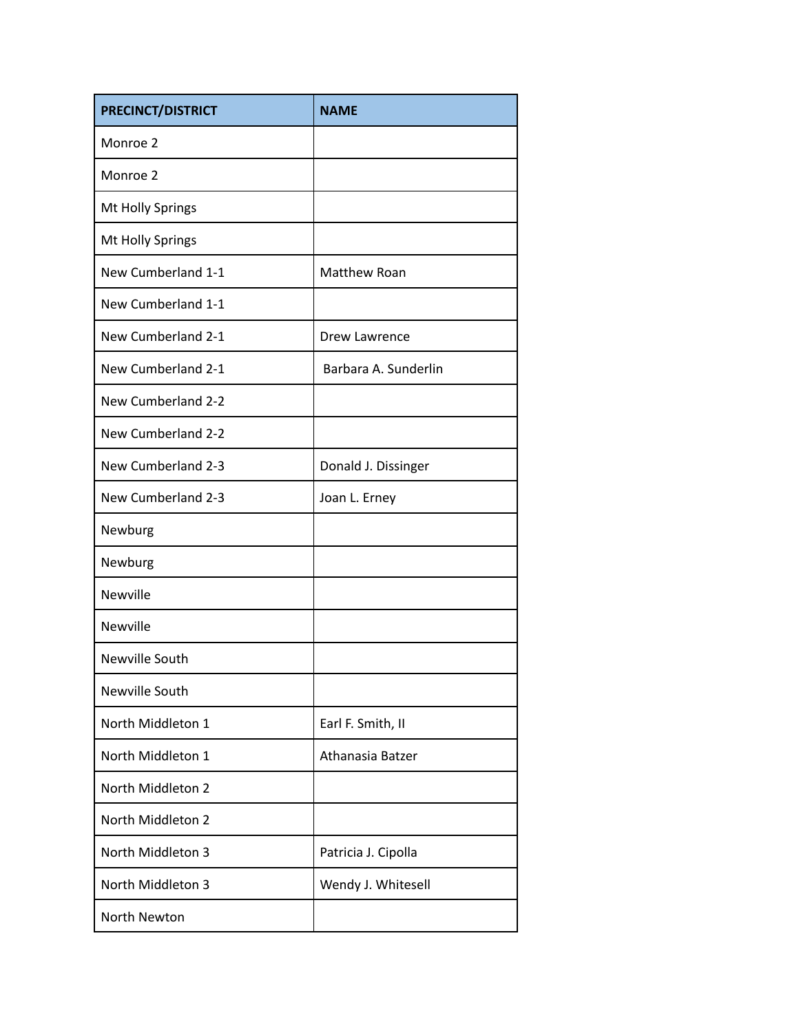| PRECINCT/DISTRICT | NAME |
|---|---|
| Monroe 2 | |
| Monroe 2 | |
| Mt Holly Springs | |
| Mt Holly Springs | |
| New Cumberland 1-1 | Matthew Roan |
| New Cumberland 1-1 | |
| New Cumberland 2-1 | Drew Lawrence |
| New Cumberland 2-1 | Barbara A. Sunderlin |
| New Cumberland 2-2 | |
| New Cumberland 2-2 | |
| New Cumberland 2-3 | Donald J. Dissinger |
| New Cumberland 2-3 | Joan L. Erney |
| Newburg | |
| Newburg | |
| Newville | |
| Newville | |
| Newville South | |
| Newville South | |
| North Middleton 1 | Earl F. Smith, II |
| North Middleton 1 | Athanasia Batzer |
| North Middleton 2 | |
| North Middleton 2 | |
| North Middleton 3 | Patricia J. Cipolla |
| North Middleton 3 | Wendy J. Whitesell |
| North Newton | |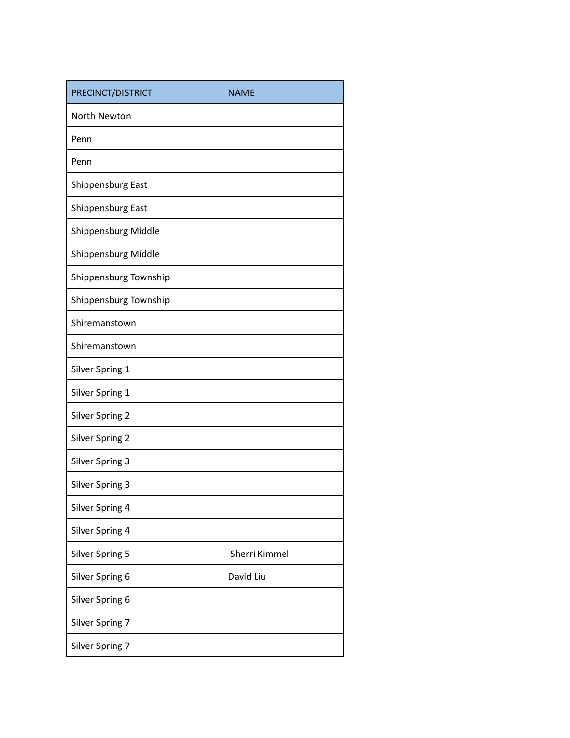| PRECINCT/DISTRICT | NAME |
| --- | --- |
| North Newton | |
| Penn | |
| Penn | |
| Shippensburg East | |
| Shippensburg East | |
| Shippensburg Middle | |
| Shippensburg Middle | |
| Shippensburg Township | |
| Shippensburg Township | |
| Shiremanstown | |
| Shiremanstown | |
| Silver Spring 1 | |
| Silver Spring 1 | |
| Silver Spring 2 | |
| Silver Spring 2 | |
| Silver Spring 3 | |
| Silver Spring 3 | |
| Silver Spring 4 | |
| Silver Spring 4 | |
| Silver Spring 5 | Sherri Kimmel |
| Silver Spring 6 | David Liu |
| Silver Spring 6 | |
| Silver Spring 7 | |
| Silver Spring 7 | |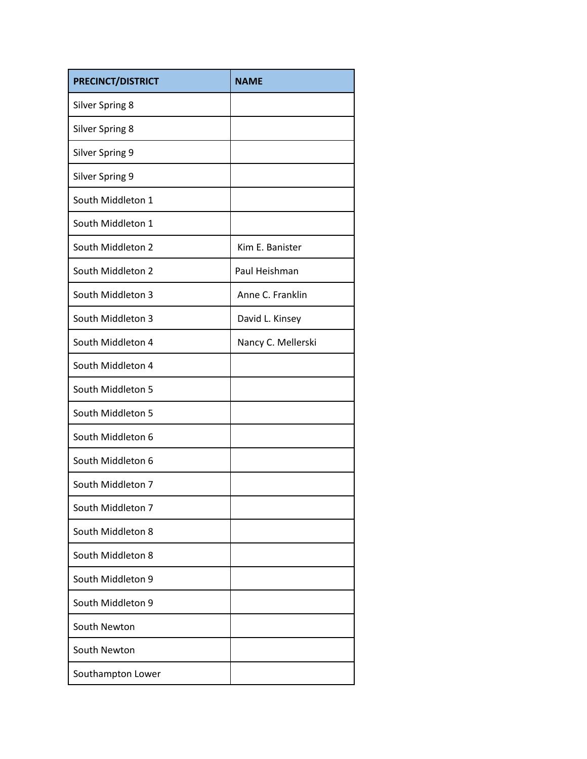| PRECINCT/DISTRICT | NAME |
|---|---|
| Silver Spring 8 | |
| Silver Spring 8 | |
| Silver Spring 9 | |
| Silver Spring 9 | |
| South Middleton 1 | |
| South Middleton 1 | |
| South Middleton 2 | Kim E. Banister |
| South Middleton 2 | Paul Heishman |
| South Middleton 3 | Anne C. Franklin |
| South Middleton 3 | David L. Kinsey |
| South Middleton 4 | Nancy C. Mellerski |
| South Middleton 4 | |
| South Middleton 5 | |
| South Middleton 5 | |
| South Middleton 6 | |
| South Middleton 6 | |
| South Middleton 7 | |
| South Middleton 7 | |
| South Middleton 8 | |
| South Middleton 8 | |
| South Middleton 9 | |
| South Middleton 9 | |
| South Newton | |
| South Newton | |
| Southampton Lower | |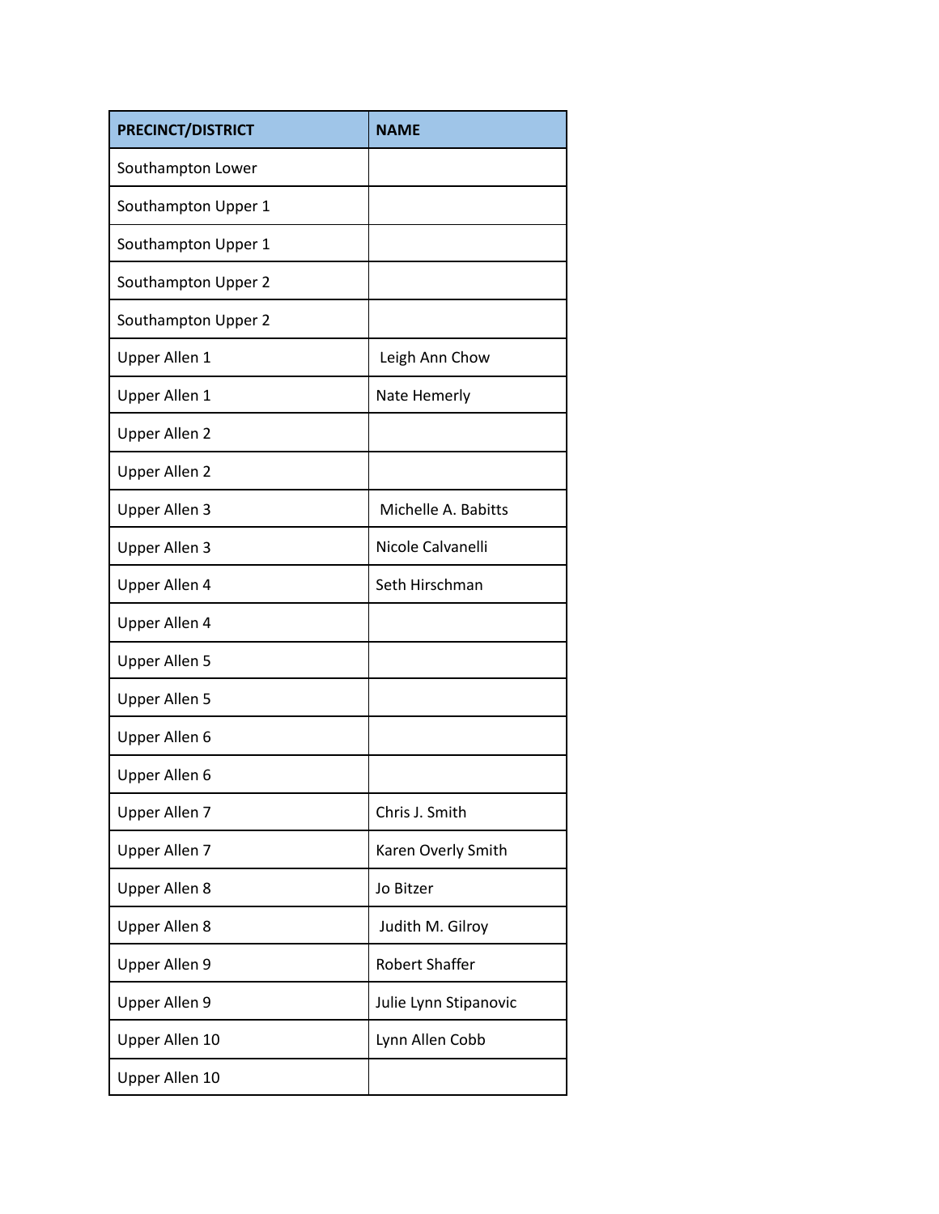| PRECINCT/DISTRICT | NAME |
|---|---|
| Southampton Lower | |
| Southampton Upper 1 | |
| Southampton Upper 1 | |
| Southampton Upper 2 | |
| Southampton Upper 2 | |
| Upper Allen 1 | Leigh Ann Chow |
| Upper Allen 1 | Nate Hemerly |
| Upper Allen 2 | |
| Upper Allen 2 | |
| Upper Allen 3 | Michelle A. Babitts |
| Upper Allen 3 | Nicole Calvanelli |
| Upper Allen 4 | Seth Hirschman |
| Upper Allen 4 | |
| Upper Allen 5 | |
| Upper Allen 5 | |
| Upper Allen 6 | |
| Upper Allen 6 | |
| Upper Allen 7 | Chris J. Smith |
| Upper Allen 7 | Karen Overly Smith |
| Upper Allen 8 | Jo Bitzer |
| Upper Allen 8 | Judith M. Gilroy |
| Upper Allen 9 | Robert Shaffer |
| Upper Allen 9 | Julie Lynn Stipanovic |
| Upper Allen 10 | Lynn Allen Cobb |
| Upper Allen 10 | |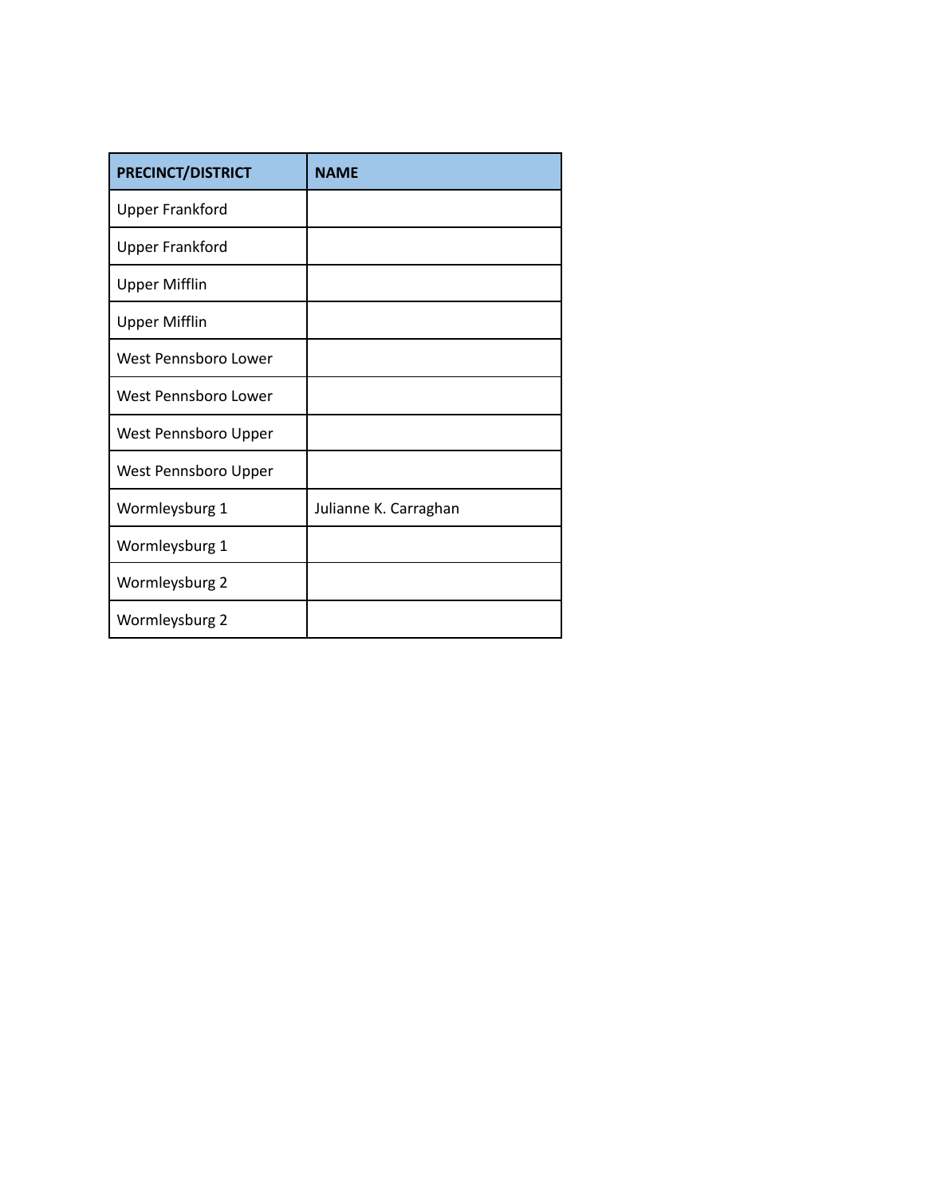| PRECINCT/DISTRICT | NAME |
| --- | --- |
| Upper Frankford | |
| Upper Frankford | |
| Upper Mifflin | |
| Upper Mifflin | |
| West Pennsboro Lower | |
| West Pennsboro Lower | |
| West Pennsboro Upper | |
| West Pennsboro Upper | |
| Wormleysburg 1 | Julianne K. Carraghan |
| Wormleysburg 1 | |
| Wormleysburg 2 | |
| Wormleysburg 2 | |